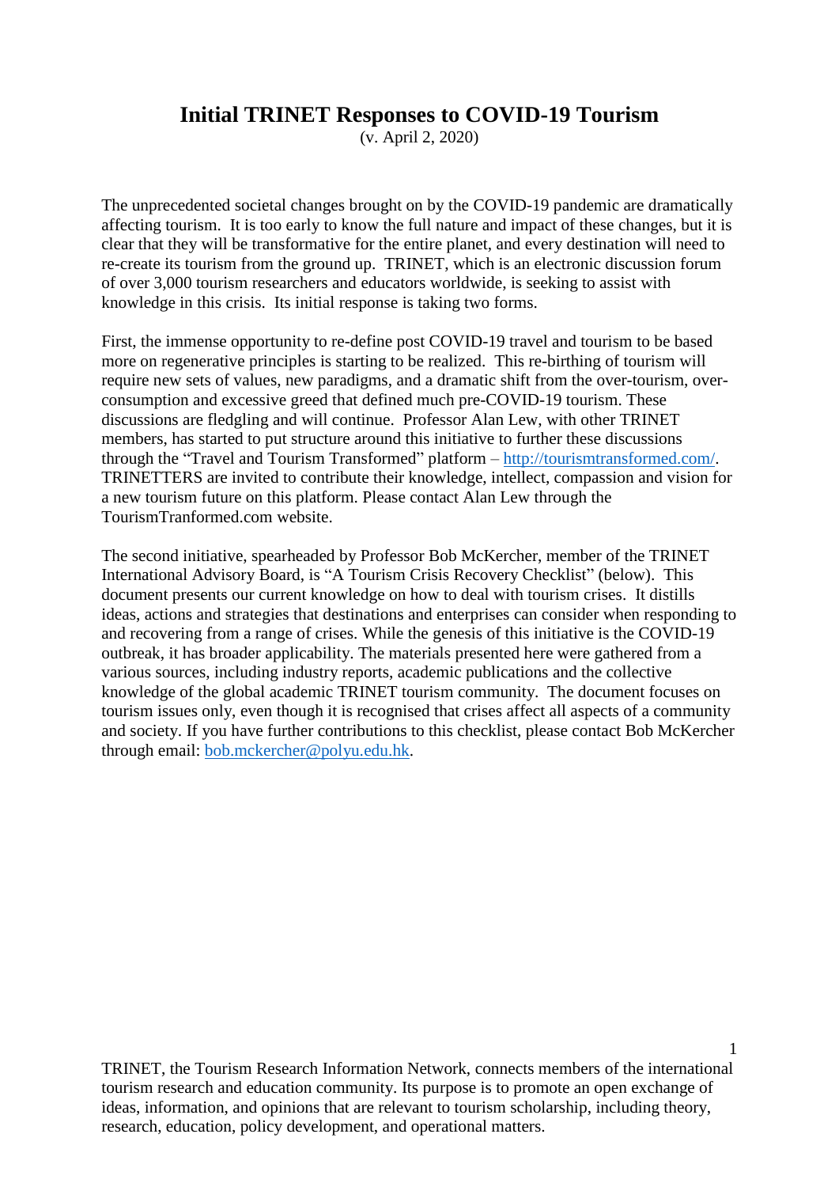# Initial TRINET Responses to COVID-19 Tourism

(v. April 2, 2020)

The unprecedented societal changes brought on by the COVID-19 pandemic are dramatically affecting tourism. It is too early to know the full nature and impact of these changes, but it is clear that they will be transformative for the entire planet, and every destination will need to re-create its tourism from the ground up. TRINET, which is an electronic discussion forum of over 3,000 tourism researchers and educators worldwide, is seeking to assist with knowledge in this crisis. Its initial response is taking two forms.

First, the immense opportunity to re-define post COVID-19 travel and tourism to be based more on regenerative principles is starting to be realized. This re-birthing of tourism will require new sets of values, new paradigms, and a dramatic shift from the over-tourism, over-consumption and excessive greed that defined much pre-COVID-19 tourism. These discussions are fledgling and will continue. Professor Alan Lew, with other TRINET members, has started to put structure around this initiative to further these discussions through the "Travel and Tourism Transformed" platform – [http://tourismtransformed.com/](http://tourismtransformed.com/). TRINETTERS are invited to contribute their knowledge, intellect, compassion and vision for a new tourism future on this platform. Please contact Alan Lew through the TourismTranformed.com website.

The second initiative, spearheaded by Professor Bob McKercher, member of the TRINET International Advisory Board, is "A Tourism Crisis Recovery Checklist" (below). This document presents our current knowledge on how to deal with tourism crises. It distills ideas, actions and strategies that destinations and enterprises can consider when responding to and recovering from a range of crises. While the genesis of this initiative is the COVID-19 outbreak, it has broader applicability. The materials presented here were gathered from a various sources, including industry reports, academic publications and the collective knowledge of the global academic TRINET tourism community. The document focuses on tourism issues only, even though it is recognised that crises affect all aspects of a community and society. If you have further contributions to this checklist, please contact Bob McKercher through email: [bob.mckercher@polyu.edu.hk](mailto:bob.mckercher@polyu.edu.hk).

TRINET, the Tourism Research Information Network, connects members of the international tourism research and education community. Its purpose is to promote an open exchange of ideas, information, and opinions that are relevant to tourism scholarship, including theory, research, education, policy development, and operational matters.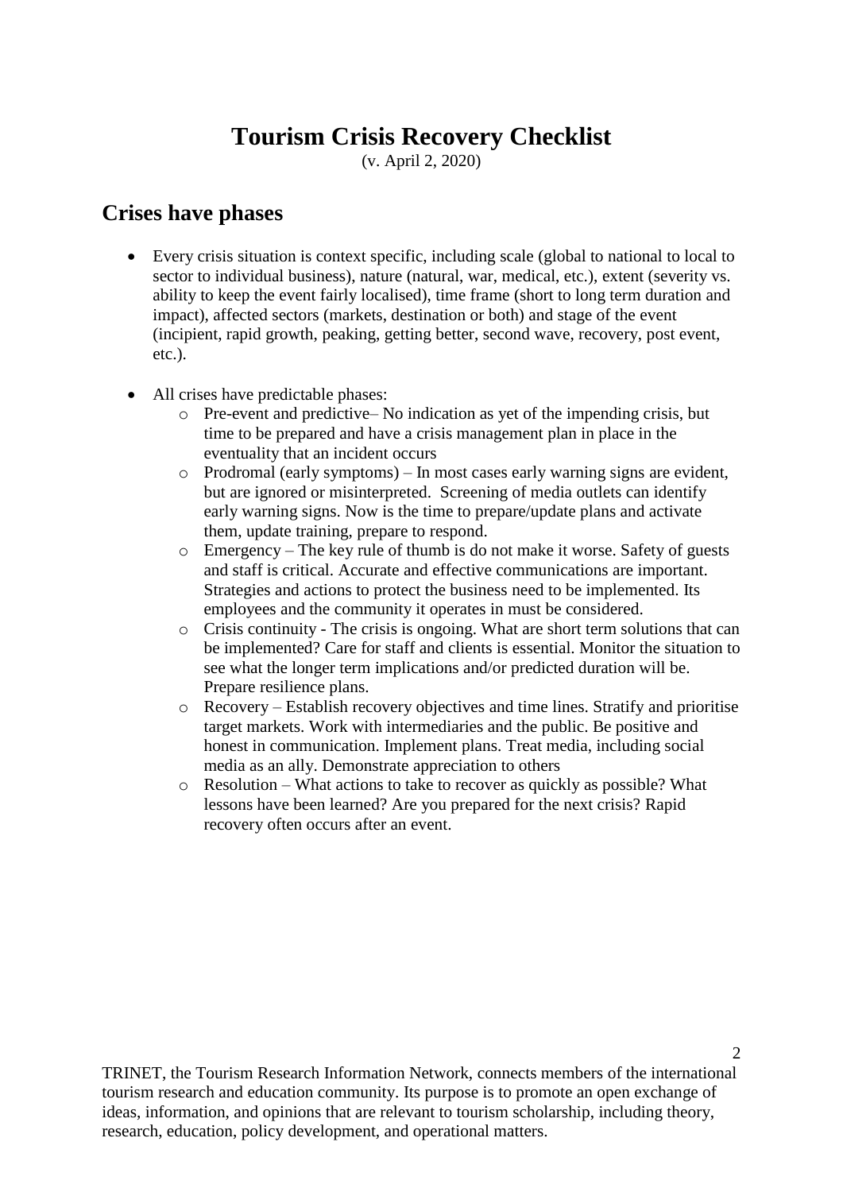# Tourism Crisis Recovery Checklist

(v. April 2, 2020)

## Crises have phases

- Every crisis situation is context specific, including scale (global to national to local to sector to individual business), nature (natural, war, medical, etc.), extent (severity vs. ability to keep the event fairly localised), time frame (short to long term duration and impact), affected sectors (markets, destination or both) and stage of the event (incipient, rapid growth, peaking, getting better, second wave, recovery, post event, etc.).

- All crises have predictable phases:
  - Pre-event and predictive– No indication as yet of the impending crisis, but time to be prepared and have a crisis management plan in place in the eventuality that an incident occurs
  - Prodromal (early symptoms) – In most cases early warning signs are evident, but are ignored or misinterpreted. Screening of media outlets can identify early warning signs. Now is the time to prepare/update plans and activate them, update training, prepare to respond.
  - Emergency – The key rule of thumb is do not make it worse. Safety of guests and staff is critical. Accurate and effective communications are important. Strategies and actions to protect the business need to be implemented. Its employees and the community it operates in must be considered.
  - Crisis continuity - The crisis is ongoing. What are short term solutions that can be implemented? Care for staff and clients is essential. Monitor the situation to see what the longer term implications and/or predicted duration will be. Prepare resilience plans.
  - Recovery – Establish recovery objectives and time lines. Stratify and prioritise target markets. Work with intermediaries and the public. Be positive and honest in communication. Implement plans. Treat media, including social media as an ally. Demonstrate appreciation to others
  - Resolution – What actions to take to recover as quickly as possible? What lessons have been learned? Are you prepared for the next crisis? Rapid recovery often occurs after an event.

TRINET, the Tourism Research Information Network, connects members of the international tourism research and education community. Its purpose is to promote an open exchange of ideas, information, and opinions that are relevant to tourism scholarship, including theory, research, education, policy development, and operational matters.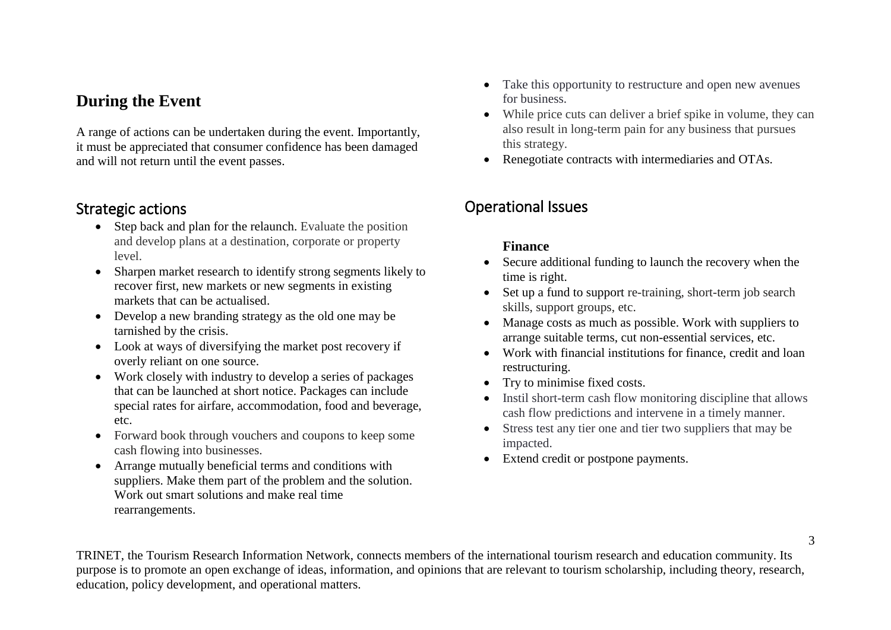## During the Event

A range of actions can be undertaken during the event. Importantly, it must be appreciated that consumer confidence has been damaged and will not return until the event passes.

### Strategic actions

- Step back and plan for the relaunch. Evaluate the position and develop plans at a destination, corporate or property level.
- Sharpen market research to identify strong segments likely to recover first, new markets or new segments in existing markets that can be actualised.
- Develop a new branding strategy as the old one may be tarnished by the crisis.
- Look at ways of diversifying the market post recovery if overly reliant on one source.
- Work closely with industry to develop a series of packages that can be launched at short notice. Packages can include special rates for airfare, accommodation, food and beverage, etc.
- Forward book through vouchers and coupons to keep some cash flowing into businesses.
- Arrange mutually beneficial terms and conditions with suppliers. Make them part of the problem and the solution. Work out smart solutions and make real time rearrangements.
- Take this opportunity to restructure and open new avenues for business.
- While price cuts can deliver a brief spike in volume, they can also result in long-term pain for any business that pursues this strategy.
- Renegotiate contracts with intermediaries and OTAs.

### Operational Issues

**Finance**

- Secure additional funding to launch the recovery when the time is right.
- Set up a fund to support re-training, short-term job search skills, support groups, etc.
- Manage costs as much as possible. Work with suppliers to arrange suitable terms, cut non-essential services, etc.
- Work with financial institutions for finance, credit and loan restructuring.
- Try to minimise fixed costs.
- Instil short-term cash flow monitoring discipline that allows cash flow predictions and intervene in a timely manner.
- Stress test any tier one and tier two suppliers that may be impacted.
- Extend credit or postpone payments.

TRINET, the Tourism Research Information Network, connects members of the international tourism research and education community. Its purpose is to promote an open exchange of ideas, information, and opinions that are relevant to tourism scholarship, including theory, research, education, policy development, and operational matters.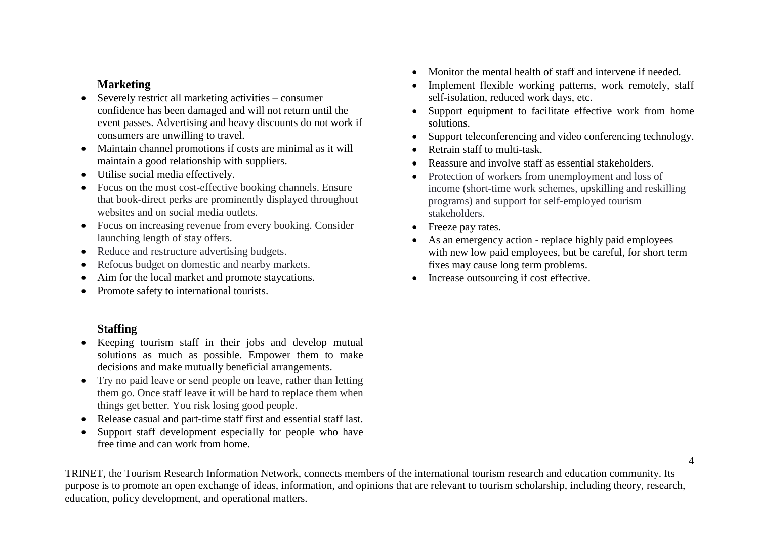### Marketing

- Severely restrict all marketing activities – consumer confidence has been damaged and will not return until the event passes. Advertising and heavy discounts do not work if consumers are unwilling to travel.
- Maintain channel promotions if costs are minimal as it will maintain a good relationship with suppliers.
- Utilise social media effectively.
- Focus on the most cost-effective booking channels. Ensure that book-direct perks are prominently displayed throughout websites and on social media outlets.
- Focus on increasing revenue from every booking. Consider launching length of stay offers.
- Reduce and restructure advertising budgets.
- Refocus budget on domestic and nearby markets.
- Aim for the local market and promote staycations.
- Promote safety to international tourists.

### Staffing

- Keeping tourism staff in their jobs and develop mutual solutions as much as possible. Empower them to make decisions and make mutually beneficial arrangements.
- Try no paid leave or send people on leave, rather than letting them go. Once staff leave it will be hard to replace them when things get better. You risk losing good people.
- Release casual and part-time staff first and essential staff last.
- Support staff development especially for people who have free time and can work from home.
- Monitor the mental health of staff and intervene if needed.
- Implement flexible working patterns, work remotely, staff self-isolation, reduced work days, etc.
- Support equipment to facilitate effective work from home solutions.
- Support teleconferencing and video conferencing technology.
- Retrain staff to multi-task.
- Reassure and involve staff as essential stakeholders.
- Protection of workers from unemployment and loss of income (short-time work schemes, upskilling and reskilling programs) and support for self-employed tourism stakeholders.
- Freeze pay rates.
- As an emergency action - replace highly paid employees with new low paid employees, but be careful, for short term fixes may cause long term problems.
- Increase outsourcing if cost effective.

TRINET, the Tourism Research Information Network, connects members of the international tourism research and education community. Its purpose is to promote an open exchange of ideas, information, and opinions that are relevant to tourism scholarship, including theory, research, education, policy development, and operational matters.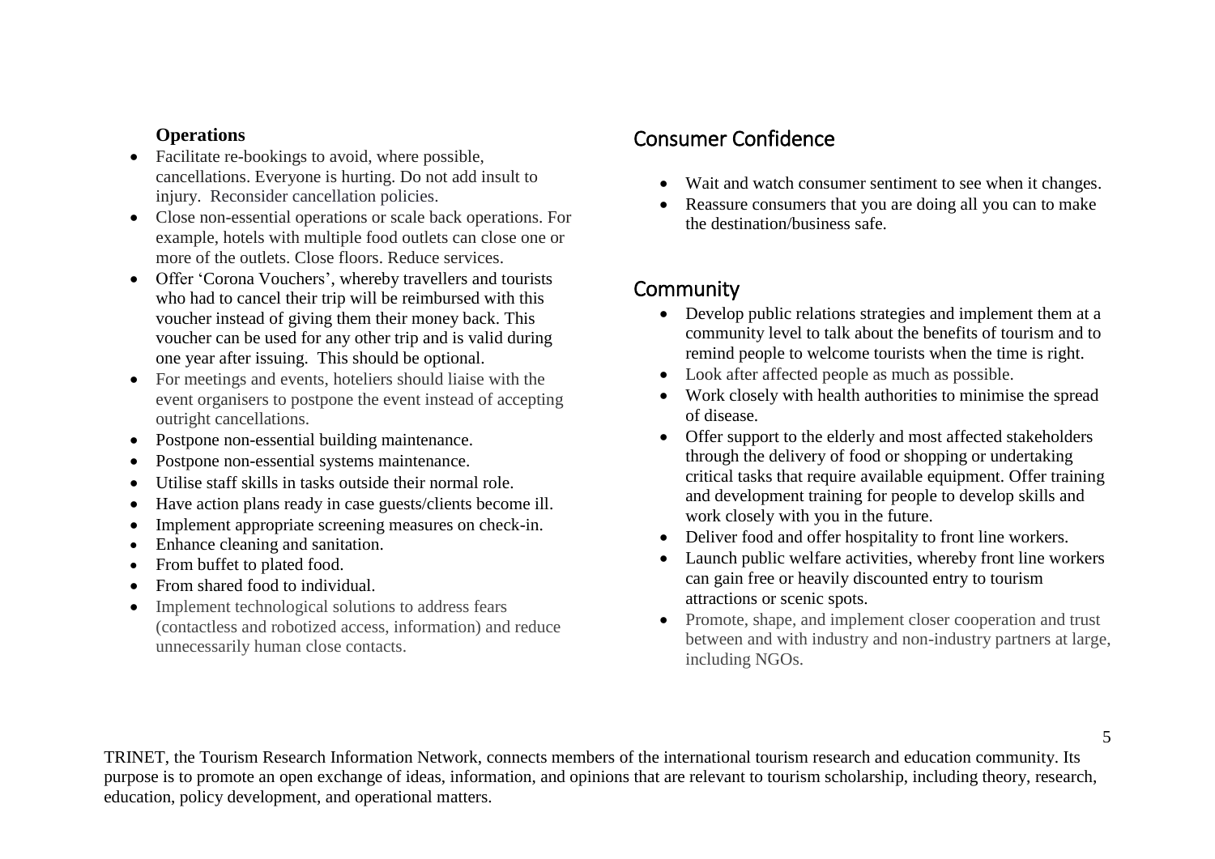### Operations

- Facilitate re-bookings to avoid, where possible, cancellations. Everyone is hurting. Do not add insult to injury. Reconsider cancellation policies.
- Close non-essential operations or scale back operations. For example, hotels with multiple food outlets can close one or more of the outlets. Close floors. Reduce services.
- Offer 'Corona Vouchers', whereby travellers and tourists who had to cancel their trip will be reimbursed with this voucher instead of giving them their money back. This voucher can be used for any other trip and is valid during one year after issuing. This should be optional.
- For meetings and events, hoteliers should liaise with the event organisers to postpone the event instead of accepting outright cancellations.
- Postpone non-essential building maintenance.
- Postpone non-essential systems maintenance.
- Utilise staff skills in tasks outside their normal role.
- Have action plans ready in case guests/clients become ill.
- Implement appropriate screening measures on check-in.
- Enhance cleaning and sanitation.
- From buffet to plated food.
- From shared food to individual.
- Implement technological solutions to address fears (contactless and robotized access, information) and reduce unnecessarily human close contacts.

## Consumer Confidence

- Wait and watch consumer sentiment to see when it changes.
- Reassure consumers that you are doing all you can to make the destination/business safe.

## Community

- Develop public relations strategies and implement them at a community level to talk about the benefits of tourism and to remind people to welcome tourists when the time is right.
- Look after affected people as much as possible.
- Work closely with health authorities to minimise the spread of disease.
- Offer support to the elderly and most affected stakeholders through the delivery of food or shopping or undertaking critical tasks that require available equipment. Offer training and development training for people to develop skills and work closely with you in the future.
- Deliver food and offer hospitality to front line workers.
- Launch public welfare activities, whereby front line workers can gain free or heavily discounted entry to tourism attractions or scenic spots.
- Promote, shape, and implement closer cooperation and trust between and with industry and non-industry partners at large, including NGOs.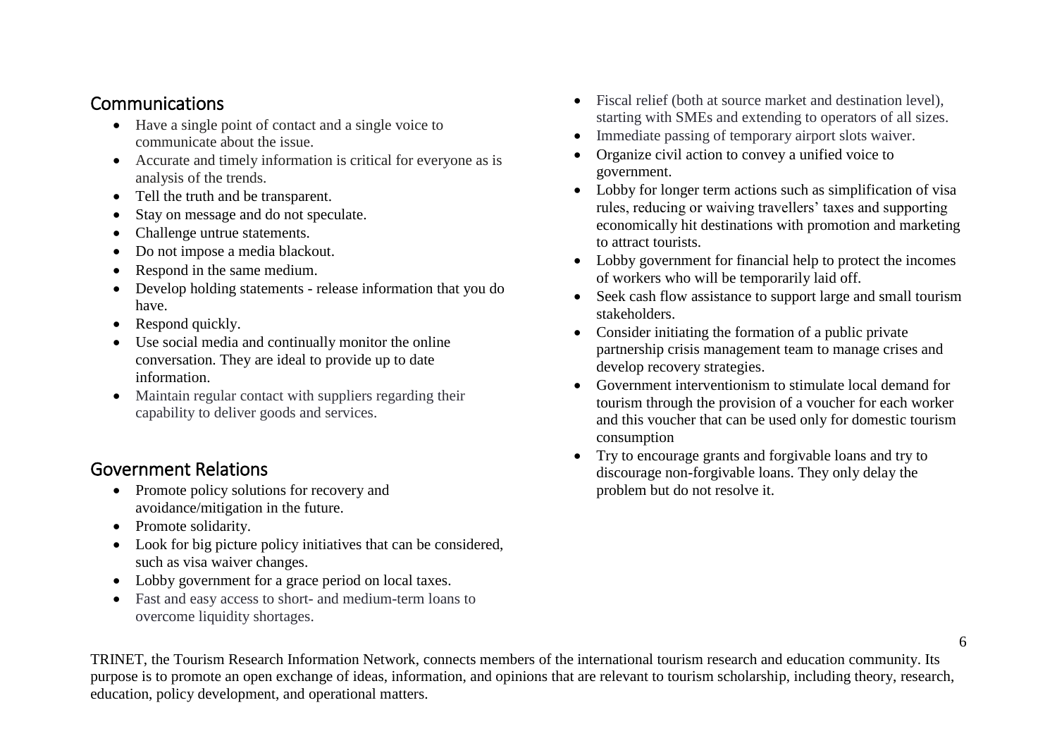## Communications

- Have a single point of contact and a single voice to communicate about the issue.
- Accurate and timely information is critical for everyone as is analysis of the trends.
- Tell the truth and be transparent.
- Stay on message and do not speculate.
- Challenge untrue statements.
- Do not impose a media blackout.
- Respond in the same medium.
- Develop holding statements - release information that you do have.
- Respond quickly.
- Use social media and continually monitor the online conversation. They are ideal to provide up to date information.
- Maintain regular contact with suppliers regarding their capability to deliver goods and services.

## Government Relations

- Promote policy solutions for recovery and avoidance/mitigation in the future.
- Promote solidarity.
- Look for big picture policy initiatives that can be considered, such as visa waiver changes.
- Lobby government for a grace period on local taxes.
- Fast and easy access to short- and medium-term loans to overcome liquidity shortages.
- Fiscal relief (both at source market and destination level), starting with SMEs and extending to operators of all sizes.
- Immediate passing of temporary airport slots waiver.
- Organize civil action to convey a unified voice to government.
- Lobby for longer term actions such as simplification of visa rules, reducing or waiving travellers' taxes and supporting economically hit destinations with promotion and marketing to attract tourists.
- Lobby government for financial help to protect the incomes of workers who will be temporarily laid off.
- Seek cash flow assistance to support large and small tourism stakeholders.
- Consider initiating the formation of a public private partnership crisis management team to manage crises and develop recovery strategies.
- Government interventionism to stimulate local demand for tourism through the provision of a voucher for each worker and this voucher that can be used only for domestic tourism consumption
- Try to encourage grants and forgivable loans and try to discourage non-forgivable loans. They only delay the problem but do not resolve it.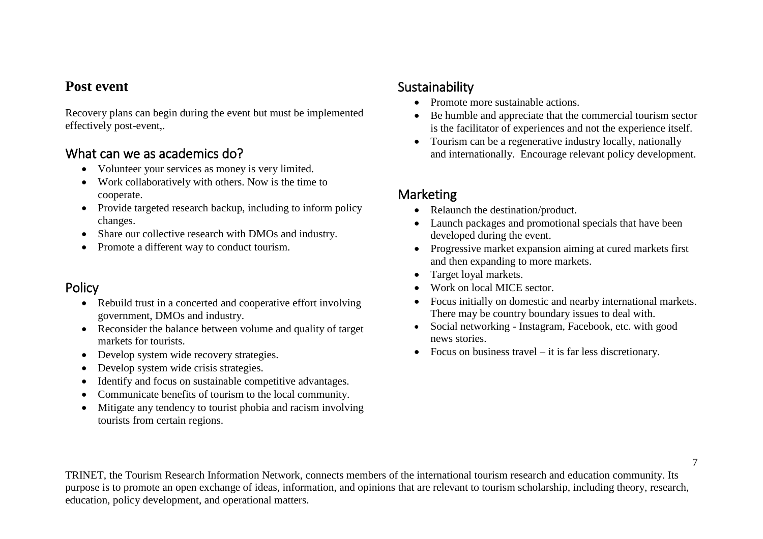## Post event

Recovery plans can begin during the event but must be implemented effectively post-event,.

### What can we as academics do?

- Volunteer your services as money is very limited.
- Work collaboratively with others. Now is the time to cooperate.
- Provide targeted research backup, including to inform policy changes.
- Share our collective research with DMOs and industry.
- Promote a different way to conduct tourism.

### Policy

- Rebuild trust in a concerted and cooperative effort involving government, DMOs and industry.
- Reconsider the balance between volume and quality of target markets for tourists.
- Develop system wide recovery strategies.
- Develop system wide crisis strategies.
- Identify and focus on sustainable competitive advantages.
- Communicate benefits of tourism to the local community.
- Mitigate any tendency to tourist phobia and racism involving tourists from certain regions.

### Sustainability

- Promote more sustainable actions.
- Be humble and appreciate that the commercial tourism sector is the facilitator of experiences and not the experience itself.
- Tourism can be a regenerative industry locally, nationally and internationally. Encourage relevant policy development.

### Marketing

- Relaunch the destination/product.
- Launch packages and promotional specials that have been developed during the event.
- Progressive market expansion aiming at cured markets first and then expanding to more markets.
- Target loyal markets.
- Work on local MICE sector.
- Focus initially on domestic and nearby international markets. There may be country boundary issues to deal with.
- Social networking - Instagram, Facebook, etc. with good news stories.
- Focus on business travel – it is far less discretionary.

TRINET, the Tourism Research Information Network, connects members of the international tourism research and education community. Its purpose is to promote an open exchange of ideas, information, and opinions that are relevant to tourism scholarship, including theory, research, education, policy development, and operational matters.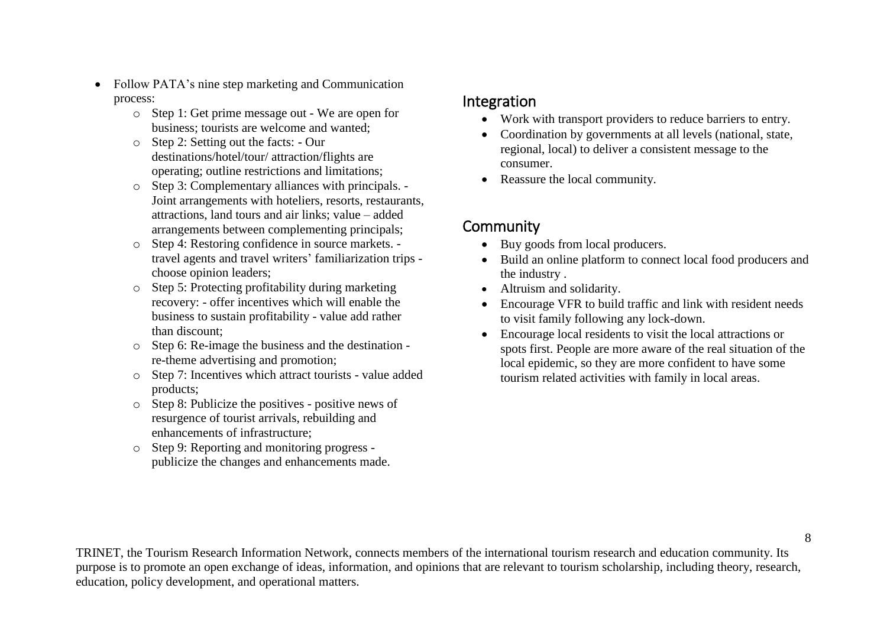- Follow PATA's nine step marketing and Communication process:
    - Step 1: Get prime message out - We are open for business; tourists are welcome and wanted;
    - Step 2: Setting out the facts: - Our destinations/hotel/tour/ attraction/flights are operating; outline restrictions and limitations;
    - Step 3: Complementary alliances with principals. - Joint arrangements with hoteliers, resorts, restaurants, attractions, land tours and air links; value – added arrangements between complementing principals;
    - Step 4: Restoring confidence in source markets. - travel agents and travel writers' familiarization trips - choose opinion leaders;
    - Step 5: Protecting profitability during marketing recovery: - offer incentives which will enable the business to sustain profitability - value add rather than discount;
    - Step 6: Re-image the business and the destination - re-theme advertising and promotion;
    - Step 7: Incentives which attract tourists - value added products;
    - Step 8: Publicize the positives - positive news of resurgence of tourist arrivals, rebuilding and enhancements of infrastructure;
    - Step 9: Reporting and monitoring progress - publicize the changes and enhancements made.

## Integration

- Work with transport providers to reduce barriers to entry.
- Coordination by governments at all levels (national, state, regional, local) to deliver a consistent message to the consumer.
- Reassure the local community.

## Community

- Buy goods from local producers.
- Build an online platform to connect local food producers and the industry .
- Altruism and solidarity.
- Encourage VFR to build traffic and link with resident needs to visit family following any lock-down.
- Encourage local residents to visit the local attractions or spots first. People are more aware of the real situation of the local epidemic, so they are more confident to have some tourism related activities with family in local areas.

TRINET, the Tourism Research Information Network, connects members of the international tourism research and education community. Its purpose is to promote an open exchange of ideas, information, and opinions that are relevant to tourism scholarship, including theory, research, education, policy development, and operational matters.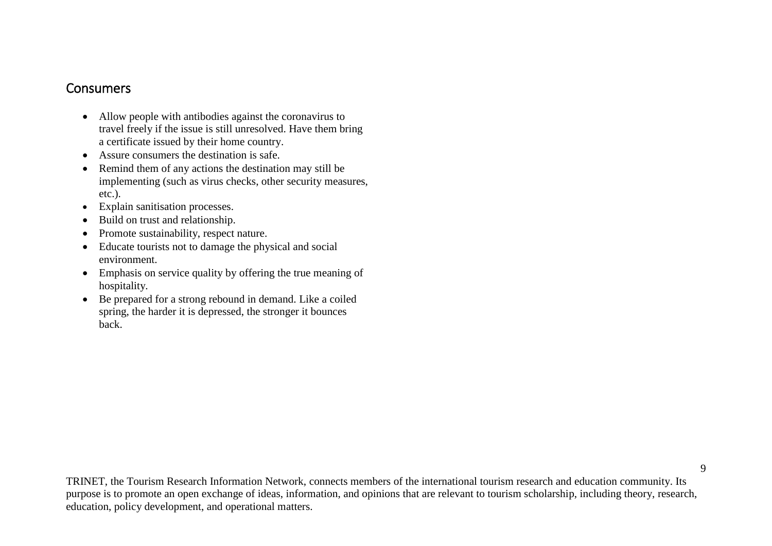## Consumers

- Allow people with antibodies against the coronavirus to travel freely if the issue is still unresolved. Have them bring a certificate issued by their home country.
- Assure consumers the destination is safe.
- Remind them of any actions the destination may still be implementing (such as virus checks, other security measures, etc.).
- Explain sanitisation processes.
- Build on trust and relationship.
- Promote sustainability, respect nature.
- Educate tourists not to damage the physical and social environment.
- Emphasis on service quality by offering the true meaning of hospitality.
- Be prepared for a strong rebound in demand. Like a coiled spring, the harder it is depressed, the stronger it bounces back.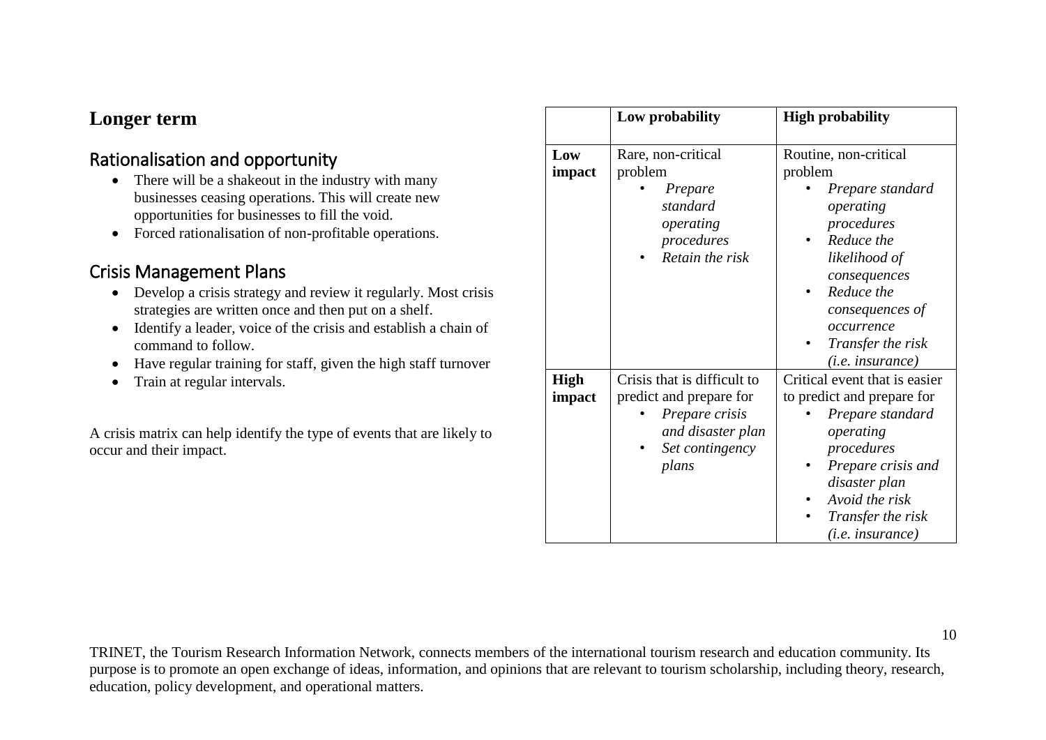# Longer term

## Rationalisation and opportunity

- There will be a shakeout in the industry with many businesses ceasing operations. This will create new opportunities for businesses to fill the void.
- Forced rationalisation of non-profitable operations.

## Crisis Management Plans

- Develop a crisis strategy and review it regularly. Most crisis strategies are written once and then put on a shelf.
- Identify a leader, voice of the crisis and establish a chain of command to follow.
- Have regular training for staff, given the high staff turnover
- Train at regular intervals.

A crisis matrix can help identify the type of events that are likely to occur and their impact.

| | **Low probability** | **High probability** |
|---|---|---|
| **Low impact** | Rare, non-critical problem<br>• *Prepare standard operating procedures*<br>• *Retain the risk* | Routine, non-critical problem<br>• *Prepare standard operating procedures*<br>• *Reduce the likelihood of consequences*<br>• *Reduce the consequences of occurrence*<br>• *Transfer the risk (i.e. insurance)* |
| **High impact** | Crisis that is difficult to predict and prepare for<br>• *Prepare crisis and disaster plan*<br>• *Set contingency plans* | Critical event that is easier to predict and prepare for<br>• *Prepare standard operating procedures*<br>• *Prepare crisis and disaster plan*<br>• *Avoid the risk*<br>• *Transfer the risk (i.e. insurance)* |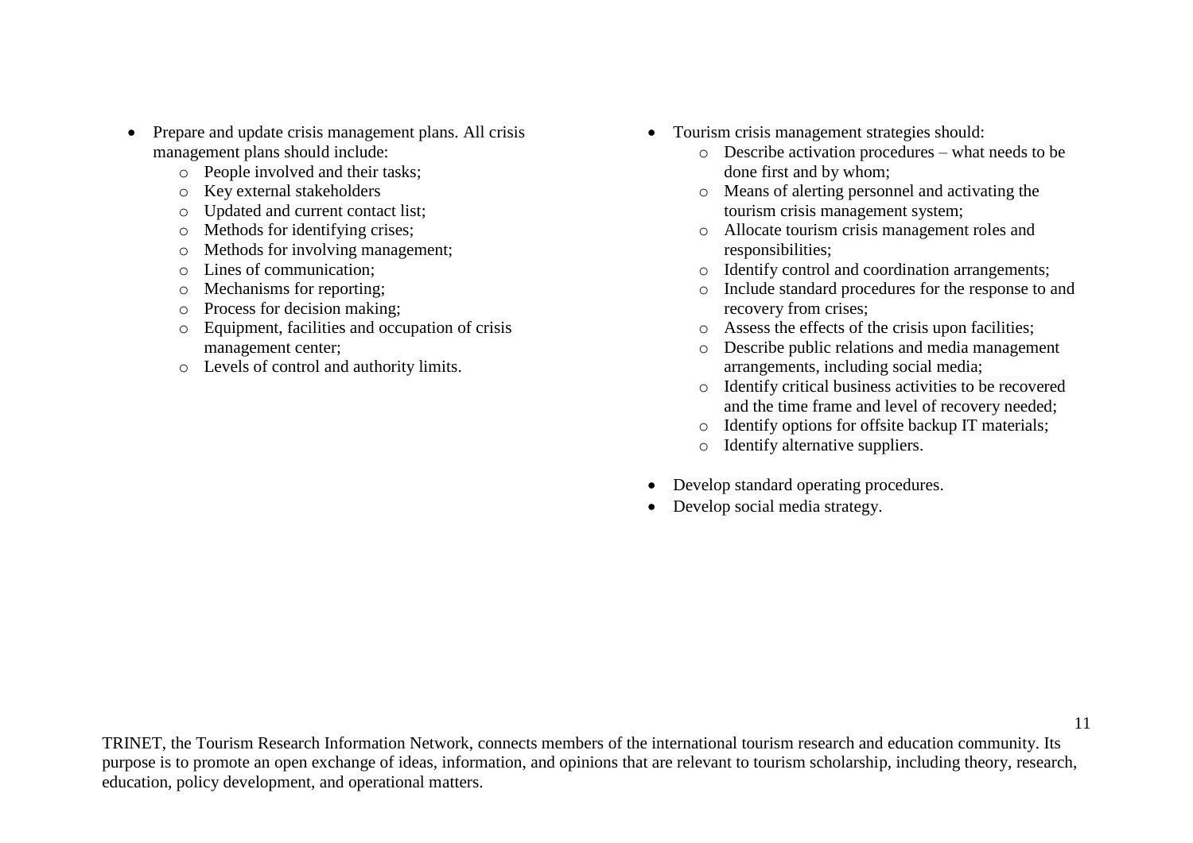- Prepare and update crisis management plans. All crisis management plans should include:
  - People involved and their tasks;
  - Key external stakeholders
  - Updated and current contact list;
  - Methods for identifying crises;
  - Methods for involving management;
  - Lines of communication;
  - Mechanisms for reporting;
  - Process for decision making;
  - Equipment, facilities and occupation of crisis management center;
  - Levels of control and authority limits.

- Tourism crisis management strategies should:
  - Describe activation procedures – what needs to be done first and by whom;
  - Means of alerting personnel and activating the tourism crisis management system;
  - Allocate tourism crisis management roles and responsibilities;
  - Identify control and coordination arrangements;
  - Include standard procedures for the response to and recovery from crises;
  - Assess the effects of the crisis upon facilities;
  - Describe public relations and media management arrangements, including social media;
  - Identify critical business activities to be recovered and the time frame and level of recovery needed;
  - Identify options for offsite backup IT materials;
  - Identify alternative suppliers.

- Develop standard operating procedures.
- Develop social media strategy.